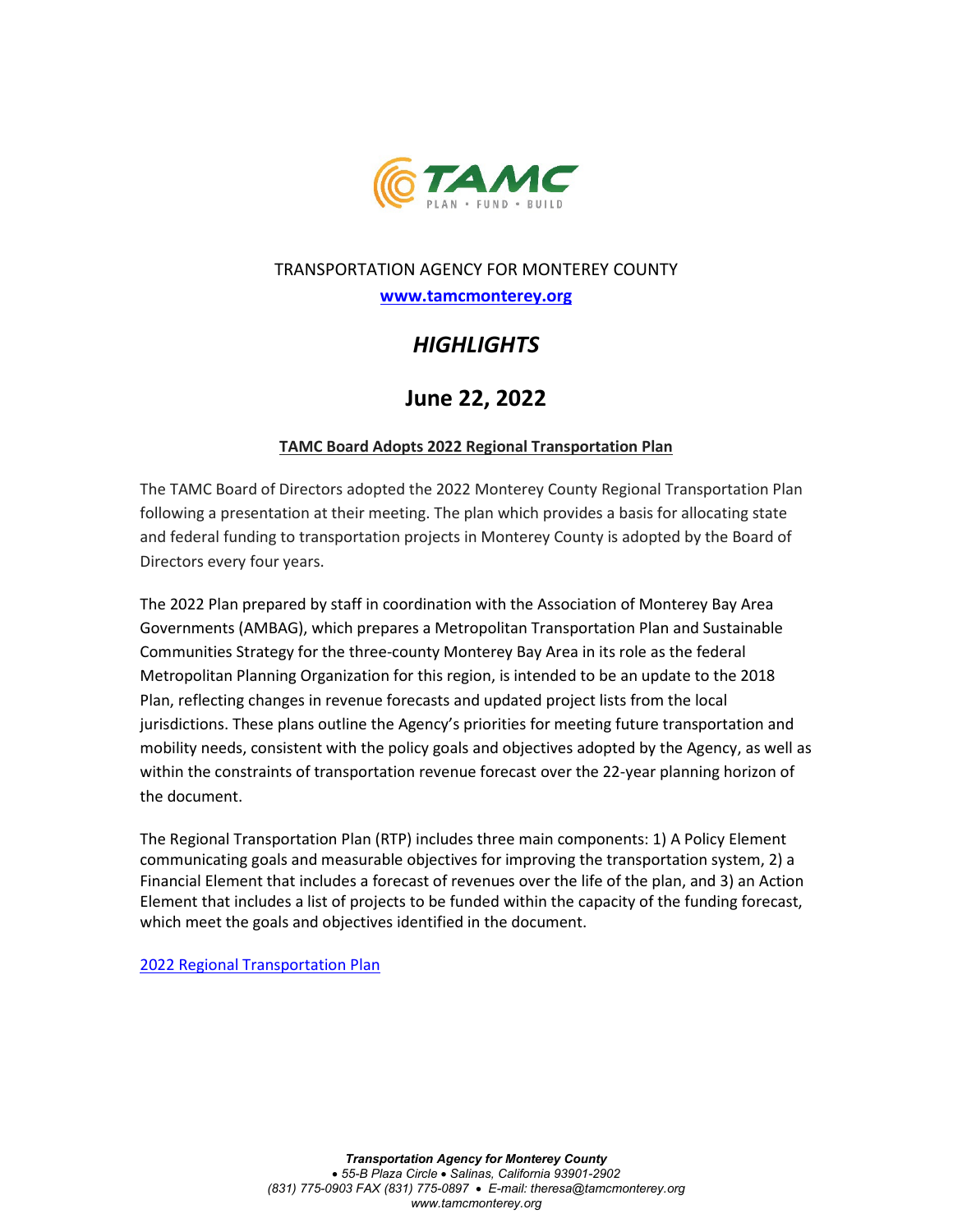TAMC

PLAN • FUND • BUILD

TRANSPORTATION AGENCY FOR MONTEREY COUNTY

[www.tamcmonterey.org](http://www.tamcmonterey.org)

# *HIGHLIGHTS*

## June 22, 2022

**TAMC Board Adopts 2022 Regional Transportation Plan**

The TAMC Board of Directors adopted the 2022 Monterey County Regional Transportation Plan following a presentation at their meeting. The plan which provides a basis for allocating state and federal funding to transportation projects in Monterey County is adopted by the Board of Directors every four years.

The 2022 Plan prepared by staff in coordination with the Association of Monterey Bay Area Governments (AMBAG), which prepares a Metropolitan Transportation Plan and Sustainable Communities Strategy for the three-county Monterey Bay Area in its role as the federal Metropolitan Planning Organization for this region, is intended to be an update to the 2018 Plan, reflecting changes in revenue forecasts and updated project lists from the local jurisdictions. These plans outline the Agency's priorities for meeting future transportation and mobility needs, consistent with the policy goals and objectives adopted by the Agency, as well as within the constraints of transportation revenue forecast over the 22-year planning horizon of the document.

The Regional Transportation Plan (RTP) includes three main components: 1) A Policy Element communicating goals and measurable objectives for improving the transportation system, 2) a Financial Element that includes a forecast of revenues over the life of the plan, and 3) an Action Element that includes a list of projects to be funded within the capacity of the funding forecast, which meet the goals and objectives identified in the document.

2022 Regional Transportation Plan

***Transportation Agency for Monterey County***
*• 55-B Plaza Circle • Salinas, California 93901-2902*
*(831) 775-0903 FAX (831) 775-0897 • E-mail: theresa@tamcmonterey.org*
*www.tamcmonterey.org*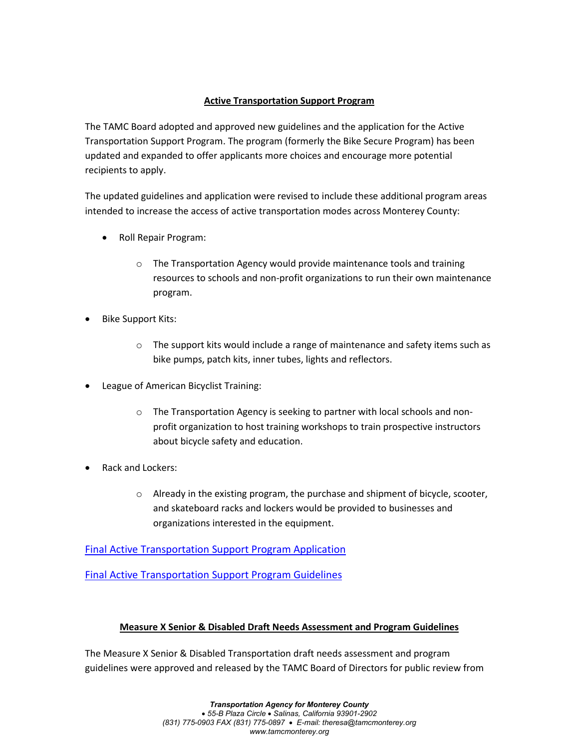## Active Transportation Support Program

The TAMC Board adopted and approved new guidelines and the application for the Active Transportation Support Program. The program (formerly the Bike Secure Program) has been updated and expanded to offer applicants more choices and encourage more potential recipients to apply.

The updated guidelines and application were revised to include these additional program areas intended to increase the access of active transportation modes across Monterey County:

- Roll Repair Program:
  - The Transportation Agency would provide maintenance tools and training resources to schools and non-profit organizations to run their own maintenance program.
- Bike Support Kits:
  - The support kits would include a range of maintenance and safety items such as bike pumps, patch kits, inner tubes, lights and reflectors.
- League of American Bicyclist Training:
  - The Transportation Agency is seeking to partner with local schools and non-profit organization to host training workshops to train prospective instructors about bicycle safety and education.
- Rack and Lockers:
  - Already in the existing program, the purchase and shipment of bicycle, scooter, and skateboard racks and lockers would be provided to businesses and organizations interested in the equipment.

Final Active Transportation Support Program Application

Final Active Transportation Support Program Guidelines

## Measure X Senior & Disabled Draft Needs Assessment and Program Guidelines

The Measure X Senior & Disabled Transportation draft needs assessment and program guidelines were approved and released by the TAMC Board of Directors for public review from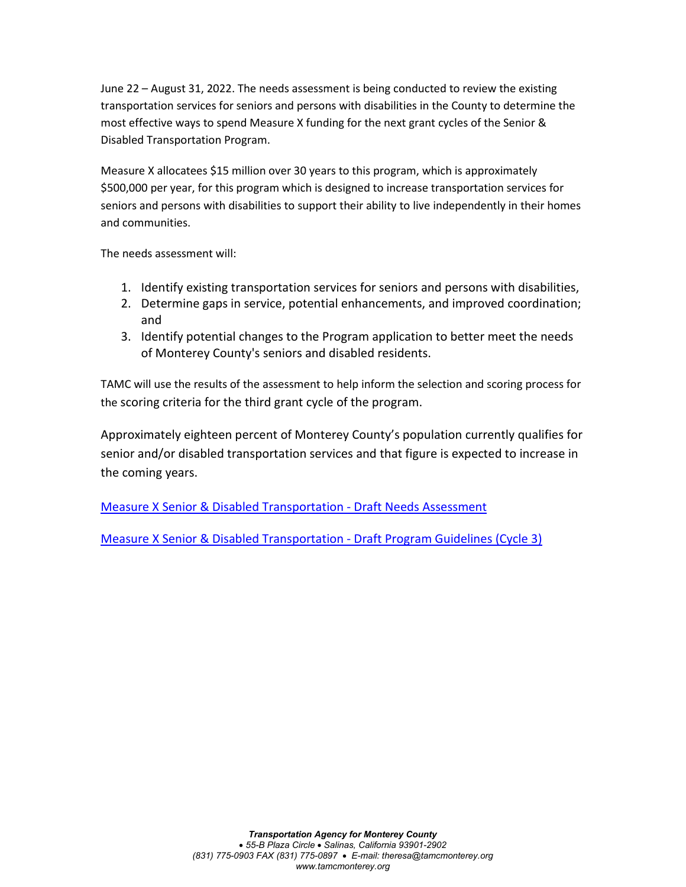June 22 – August 31, 2022. The needs assessment is being conducted to review the existing transportation services for seniors and persons with disabilities in the County to determine the most effective ways to spend Measure X funding for the next grant cycles of the Senior & Disabled Transportation Program.

Measure X allocatees $15 million over 30 years to this program, which is approximately $500,000 per year, for this program which is designed to increase transportation services for seniors and persons with disabilities to support their ability to live independently in their homes and communities.

The needs assessment will:

1. Identify existing transportation services for seniors and persons with disabilities,
2. Determine gaps in service, potential enhancements, and improved coordination; and
3. Identify potential changes to the Program application to better meet the needs of Monterey County's seniors and disabled residents.

TAMC will use the results of the assessment to help inform the selection and scoring process for the scoring criteria for the third grant cycle of the program.

Approximately eighteen percent of Monterey County's population currently qualifies for senior and/or disabled transportation services and that figure is expected to increase in the coming years.

Measure X Senior & Disabled Transportation - Draft Needs Assessment

Measure X Senior & Disabled Transportation - Draft Program Guidelines (Cycle 3)

*Transportation Agency for Monterey County*
*• 55-B Plaza Circle • Salinas, California 93901-2902*
*(831) 775-0903 FAX (831) 775-0897 • E-mail: theresa@tamcmonterey.org*
*www.tamcmonterey.org*